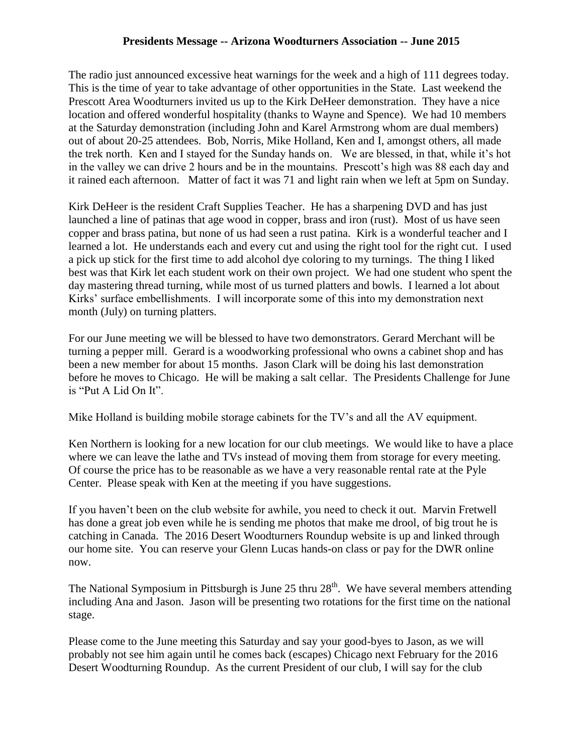**Presidents Message -- Arizona Woodturners Association -- June 2015**

The radio just announced excessive heat warnings for the week and a high of 111 degrees today. This is the time of year to take advantage of other opportunities in the State. Last weekend the Prescott Area Woodturners invited us up to the Kirk DeHeer demonstration. They have a nice location and offered wonderful hospitality (thanks to Wayne and Spence). We had 10 members at the Saturday demonstration (including John and Karel Armstrong whom are dual members) out of about 20-25 attendees. Bob, Norris, Mike Holland, Ken and I, amongst others, all made the trek north. Ken and I stayed for the Sunday hands on. We are blessed, in that, while it's hot in the valley we can drive 2 hours and be in the mountains. Prescott's high was 88 each day and it rained each afternoon. Matter of fact it was 71 and light rain when we left at 5pm on Sunday.

Kirk DeHeer is the resident Craft Supplies Teacher. He has a sharpening DVD and has just launched a line of patinas that age wood in copper, brass and iron (rust). Most of us have seen copper and brass patina, but none of us had seen a rust patina. Kirk is a wonderful teacher and I learned a lot. He understands each and every cut and using the right tool for the right cut. I used a pick up stick for the first time to add alcohol dye coloring to my turnings. The thing I liked best was that Kirk let each student work on their own project. We had one student who spent the day mastering thread turning, while most of us turned platters and bowls. I learned a lot about Kirks' surface embellishments. I will incorporate some of this into my demonstration next month (July) on turning platters.

For our June meeting we will be blessed to have two demonstrators. Gerard Merchant will be turning a pepper mill. Gerard is a woodworking professional who owns a cabinet shop and has been a new member for about 15 months. Jason Clark will be doing his last demonstration before he moves to Chicago. He will be making a salt cellar. The Presidents Challenge for June is "Put A Lid On It".

Mike Holland is building mobile storage cabinets for the TV's and all the AV equipment.

Ken Northern is looking for a new location for our club meetings. We would like to have a place where we can leave the lathe and TVs instead of moving them from storage for every meeting. Of course the price has to be reasonable as we have a very reasonable rental rate at the Pyle Center. Please speak with Ken at the meeting if you have suggestions.

If you haven't been on the club website for awhile, you need to check it out. Marvin Fretwell has done a great job even while he is sending me photos that make me drool, of big trout he is catching in Canada. The 2016 Desert Woodturners Roundup website is up and linked through our home site. You can reserve your Glenn Lucas hands-on class or pay for the DWR online now.

The National Symposium in Pittsburgh is June 25 thru 28th. We have several members attending including Ana and Jason. Jason will be presenting two rotations for the first time on the national stage.

Please come to the June meeting this Saturday and say your good-byes to Jason, as we will probably not see him again until he comes back (escapes) Chicago next February for the 2016 Desert Woodturning Roundup. As the current President of our club, I will say for the club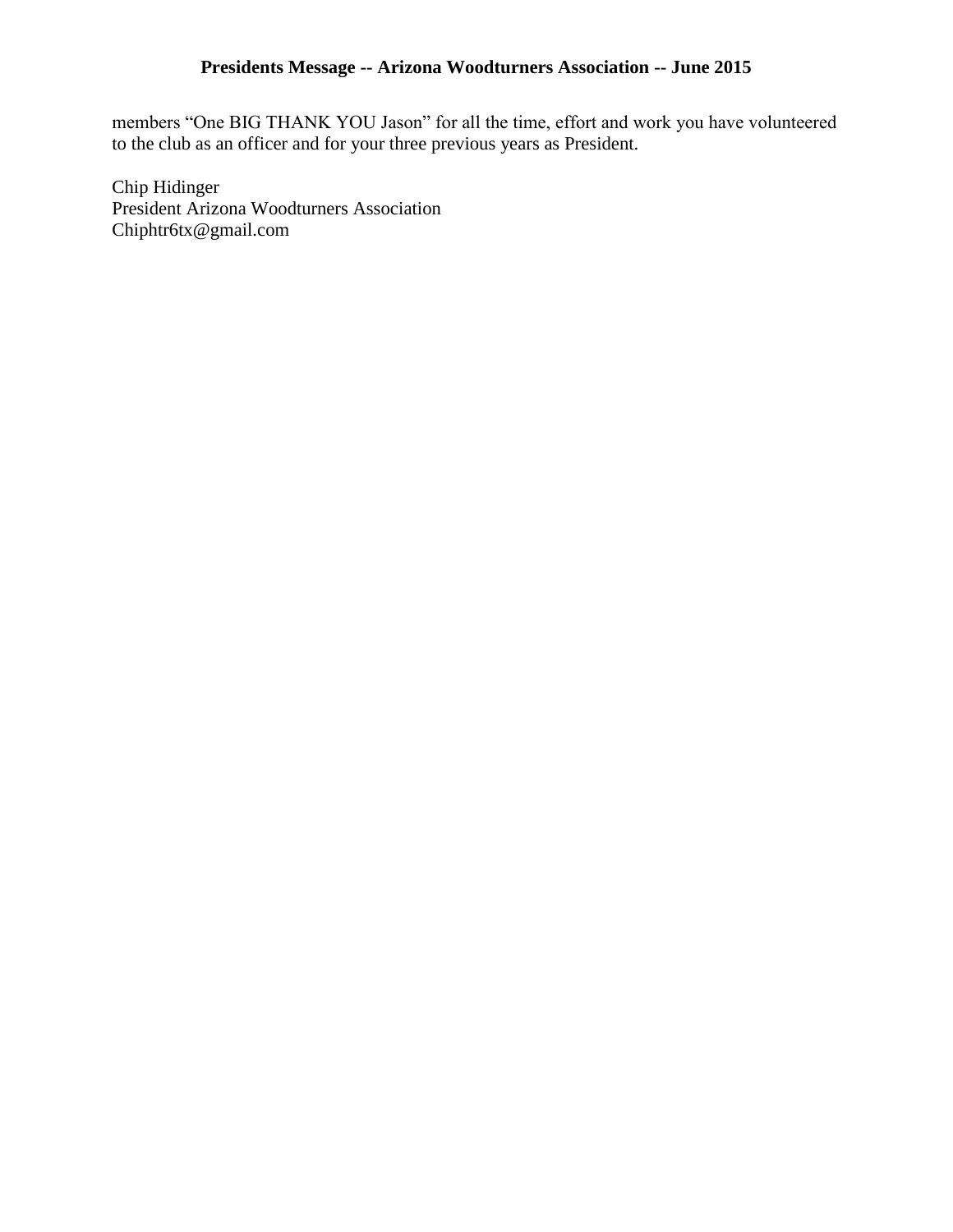members "One BIG THANK YOU Jason" for all the time, effort and work you have volunteered to the club as an officer and for your three previous years as President.

Chip Hidinger
President Arizona Woodturners Association
Chiphtr6tx@gmail.com